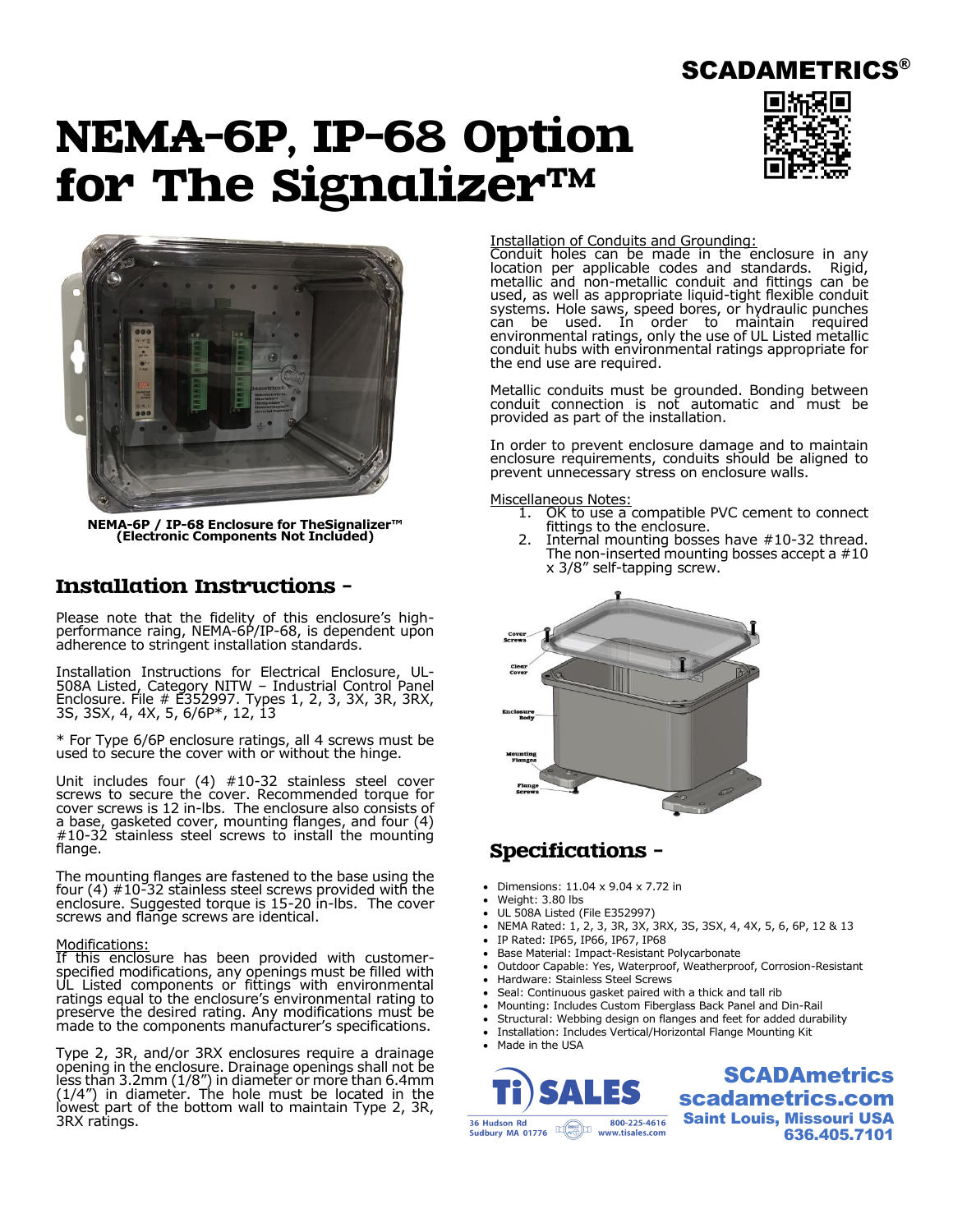SCADAMETRICS®

# NEMA-6P, IP-68 Option for The Signalizer™

**NEMA-6P / IP-68 Enclosure for TheSignalizer™ (Electronic Components Not Included)**

## Installation Instructions -

Please note that the fidelity of this enclosure's high-performance raing, NEMA-6P/IP-68, is dependent upon adherence to stringent installation standards.

Installation Instructions for Electrical Enclosure, UL-508A Listed, Category NITW – Industrial Control Panel Enclosure. File # E352997. Types 1, 2, 3, 3X, 3R, 3RX, 3S, 3SX, 4, 4X, 5, 6/6P*, 12, 13

* For Type 6/6P enclosure ratings, all 4 screws must be used to secure the cover with or without the hinge.

Unit includes four (4) #10-32 stainless steel cover screws to secure the cover. Recommended torque for cover screws is 12 in-lbs. The enclosure also consists of a base, gasketed cover, mounting flanges, and four (4) #10-32 stainless steel screws to install the mounting flange.

The mounting flanges are fastened to the base using the four (4) #10-32 stainless steel screws provided with the enclosure. Suggested torque is 15-20 in-lbs. The cover screws and flange screws are identical.

Modifications:
If this enclosure has been provided with customer-specified modifications, any openings must be filled with UL Listed components or fittings with environmental ratings equal to the enclosure's environmental rating to preserve the desired rating. Any modifications must be made to the components manufacturer's specifications.

Type 2, 3R, and/or 3RX enclosures require a drainage opening in the enclosure. Drainage openings shall not be less than 3.2mm (1/8") in diameter or more than 6.4mm (1/4") in diameter. The hole must be located in the lowest part of the bottom wall to maintain Type 2, 3R, 3RX ratings.

Installation of Conduits and Grounding:
Conduit holes can be made in the enclosure in any location per applicable codes and standards. Rigid, metallic and non-metallic conduit and fittings can be used, as well as appropriate liquid-tight flexible conduit systems. Hole saws, speed bores, or hydraulic punches can be used. In order to maintain required environmental ratings, only the use of UL Listed metallic conduit hubs with environmental ratings appropriate for the end use are required.

Metallic conduits must be grounded. Bonding between conduit connection is not automatic and must be provided as part of the installation.

In order to prevent enclosure damage and to maintain enclosure requirements, conduits should be aligned to prevent unnecessary stress on enclosure walls.

Miscellaneous Notes:

1. OK to use a compatible PVC cement to connect fittings to the enclosure.
2. Internal mounting bosses have #10-32 thread. The non-inserted mounting bosses accept a #10 x 3/8" self-tapping screw.

Cover Screws
Clear Cover
Enclosure Body
Mounting Flanges
Flange Screws

## Specifications -

- Dimensions: 11.04 x 9.04 x 7.72 in
- Weight: 3.80 lbs
- UL 508A Listed (File E352997)
- NEMA Rated: 1, 2, 3, 3R, 3X, 3RX, 3S, 3SX, 4, 4X, 5, 6, 6P, 12 & 13
- IP Rated: IP65, IP66, IP67, IP68
- Base Material: Impact-Resistant Polycarbonate
- Outdoor Capable: Yes, Waterproof, Weatherproof, Corrosion-Resistant
- Hardware: Stainless Steel Screws
- Seal: Continuous gasket paired with a thick and tall rib
- Mounting: Includes Custom Fiberglass Back Panel and Din-Rail
- Structural: Webbing design on flanges and feet for added durability
- Installation: Includes Vertical/Horizontal Flange Mounting Kit
- Made in the USA

Ti SALES
36 Hudson Rd
Sudbury MA 01776
800-225-4616
www.tisales.com

**SCADAmetrics**
**scadametrics.com**
**Saint Louis, Missouri USA**
**636.405.7101**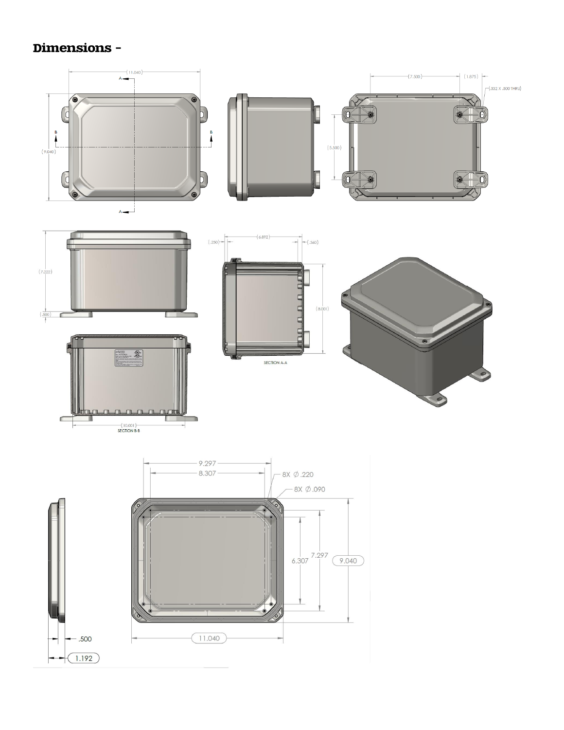## Dimensions -

(11.040)

A

B

B

(9.040)

A

(7.500)

(1.875)

(.332 X .500 THRU)

(5.500)

(7.222)

(.500)

(.250)

(6.892)

(.360)

(8.001)

SECTION A-A

(10.001)

SECTION B-B

9.297

8.307

8X Ø .220

8X Ø .090

6.307

7.297

9.040

11.040

.500

1.192